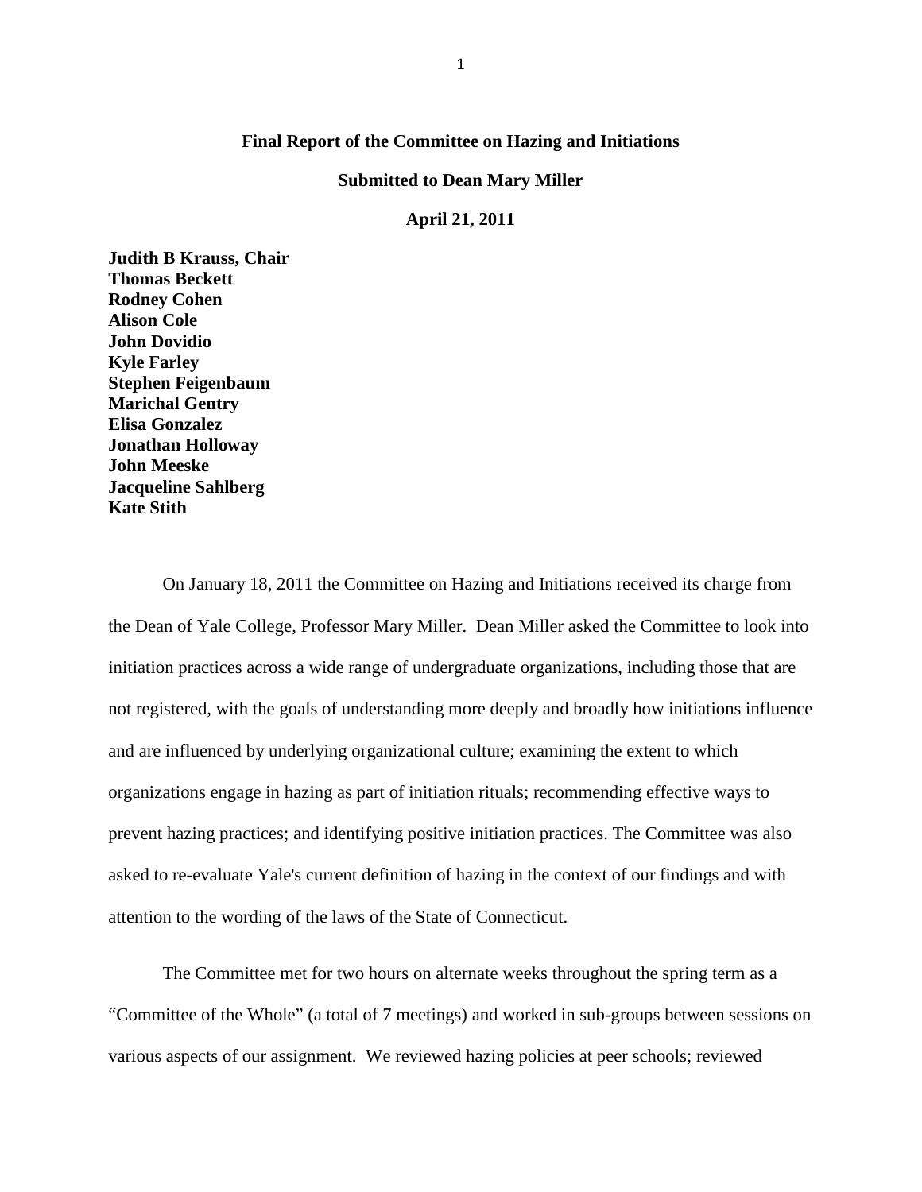**Final Report of the Committee on Hazing and Initiations**

**Submitted to Dean Mary Miller**

**April 21, 2011**

**Judith B Krauss, Chair**
**Thomas Beckett**
**Rodney Cohen**
**Alison Cole**
**John Dovidio**
**Kyle Farley**
**Stephen Feigenbaum**
**Marichal Gentry**
**Elisa Gonzalez**
**Jonathan Holloway**
**John Meeske**
**Jacqueline Sahlberg**
**Kate Stith**

On January 18, 2011 the Committee on Hazing and Initiations received its charge from the Dean of Yale College, Professor Mary Miller. Dean Miller asked the Committee to look into initiation practices across a wide range of undergraduate organizations, including those that are not registered, with the goals of understanding more deeply and broadly how initiations influence and are influenced by underlying organizational culture; examining the extent to which organizations engage in hazing as part of initiation rituals; recommending effective ways to prevent hazing practices; and identifying positive initiation practices. The Committee was also asked to re-evaluate Yale's current definition of hazing in the context of our findings and with attention to the wording of the laws of the State of Connecticut.

The Committee met for two hours on alternate weeks throughout the spring term as a "Committee of the Whole" (a total of 7 meetings) and worked in sub-groups between sessions on various aspects of our assignment. We reviewed hazing policies at peer schools; reviewed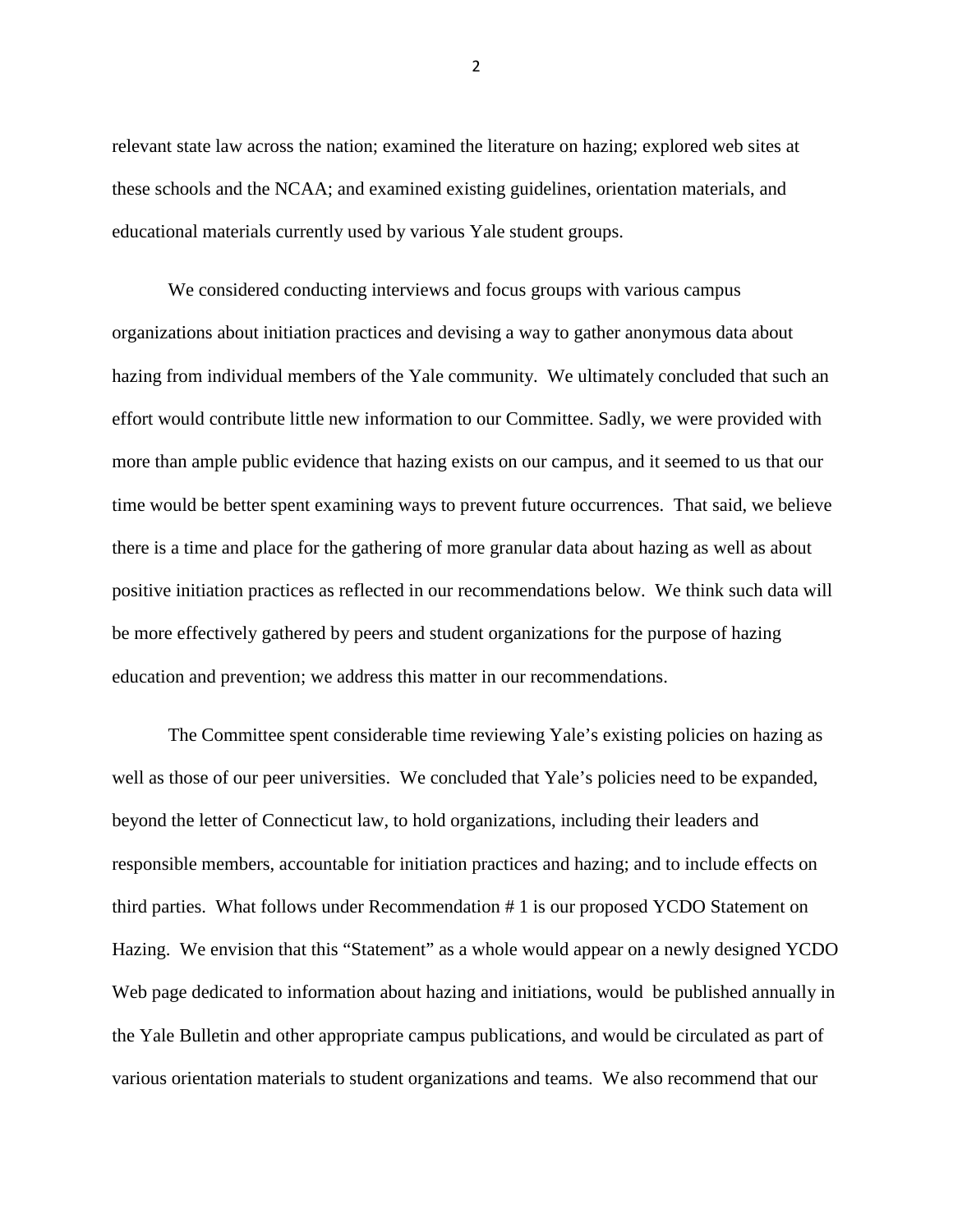relevant state law across the nation; examined the literature on hazing; explored web sites at these schools and the NCAA; and examined existing guidelines, orientation materials, and educational materials currently used by various Yale student groups.

We considered conducting interviews and focus groups with various campus organizations about initiation practices and devising a way to gather anonymous data about hazing from individual members of the Yale community. We ultimately concluded that such an effort would contribute little new information to our Committee. Sadly, we were provided with more than ample public evidence that hazing exists on our campus, and it seemed to us that our time would be better spent examining ways to prevent future occurrences. That said, we believe there is a time and place for the gathering of more granular data about hazing as well as about positive initiation practices as reflected in our recommendations below. We think such data will be more effectively gathered by peers and student organizations for the purpose of hazing education and prevention; we address this matter in our recommendations.

The Committee spent considerable time reviewing Yale's existing policies on hazing as well as those of our peer universities. We concluded that Yale's policies need to be expanded, beyond the letter of Connecticut law, to hold organizations, including their leaders and responsible members, accountable for initiation practices and hazing; and to include effects on third parties. What follows under Recommendation # 1 is our proposed YCDO Statement on Hazing. We envision that this "Statement" as a whole would appear on a newly designed YCDO Web page dedicated to information about hazing and initiations, would be published annually in the Yale Bulletin and other appropriate campus publications, and would be circulated as part of various orientation materials to student organizations and teams. We also recommend that our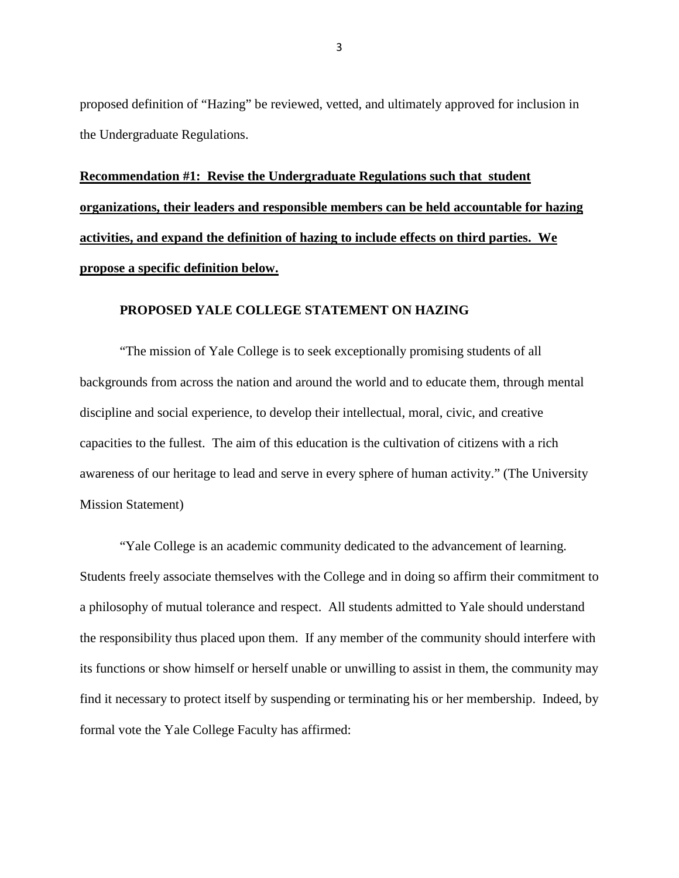proposed definition of "Hazing" be reviewed, vetted, and ultimately approved for inclusion in the Undergraduate Regulations.

**Recommendation #1: Revise the Undergraduate Regulations such that student organizations, their leaders and responsible members can be held accountable for hazing activities, and expand the definition of hazing to include effects on third parties. We propose a specific definition below.**

**PROPOSED YALE COLLEGE STATEMENT ON HAZING**

"The mission of Yale College is to seek exceptionally promising students of all backgrounds from across the nation and around the world and to educate them, through mental discipline and social experience, to develop their intellectual, moral, civic, and creative capacities to the fullest. The aim of this education is the cultivation of citizens with a rich awareness of our heritage to lead and serve in every sphere of human activity." (The University Mission Statement)

"Yale College is an academic community dedicated to the advancement of learning. Students freely associate themselves with the College and in doing so affirm their commitment to a philosophy of mutual tolerance and respect. All students admitted to Yale should understand the responsibility thus placed upon them. If any member of the community should interfere with its functions or show himself or herself unable or unwilling to assist in them, the community may find it necessary to protect itself by suspending or terminating his or her membership. Indeed, by formal vote the Yale College Faculty has affirmed: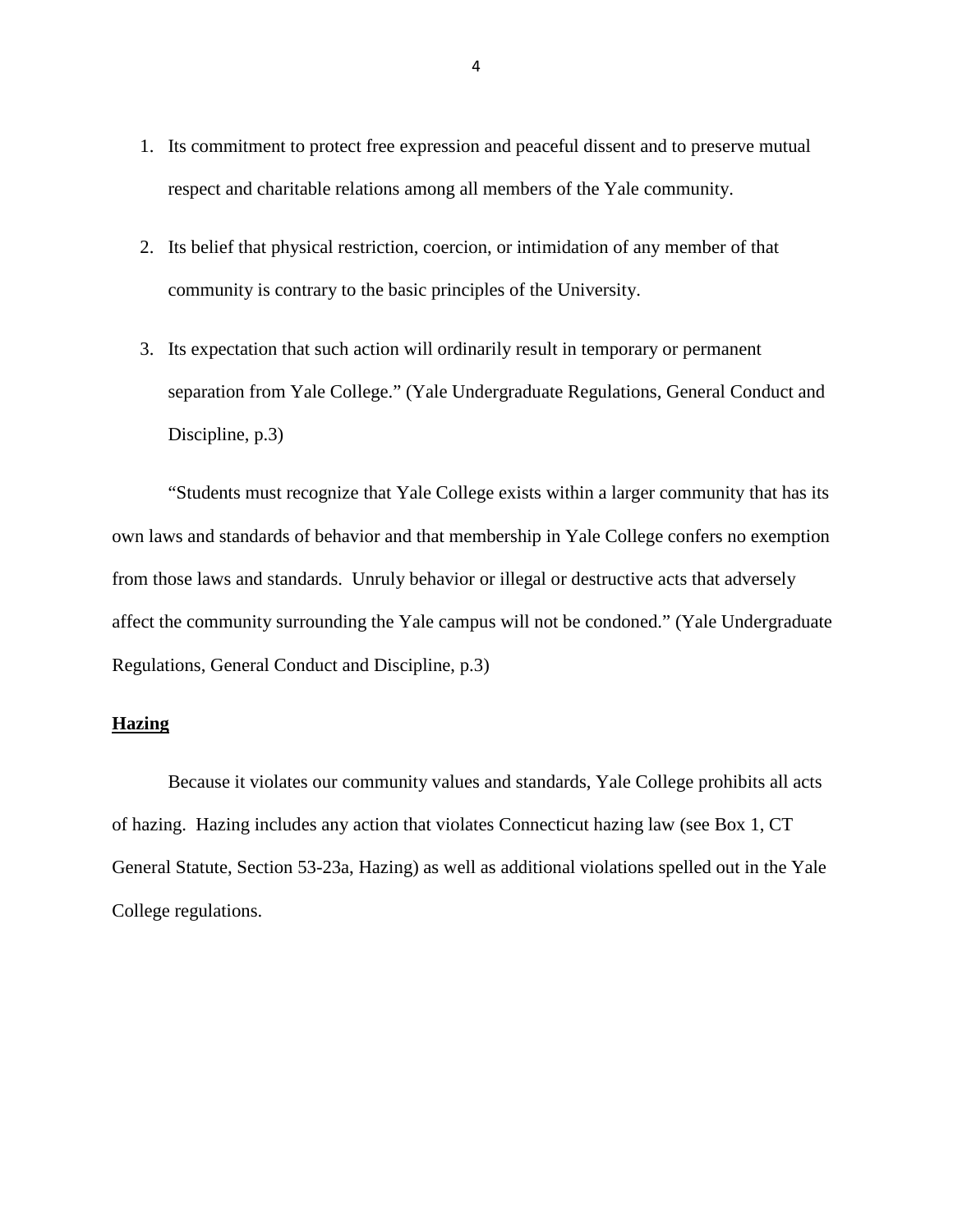1. Its commitment to protect free expression and peaceful dissent and to preserve mutual respect and charitable relations among all members of the Yale community.
2. Its belief that physical restriction, coercion, or intimidation of any member of that community is contrary to the basic principles of the University.
3. Its expectation that such action will ordinarily result in temporary or permanent separation from Yale College." (Yale Undergraduate Regulations, General Conduct and Discipline, p.3)

"Students must recognize that Yale College exists within a larger community that has its own laws and standards of behavior and that membership in Yale College confers no exemption from those laws and standards. Unruly behavior or illegal or destructive acts that adversely affect the community surrounding the Yale campus will not be condoned." (Yale Undergraduate Regulations, General Conduct and Discipline, p.3)

**<u>Hazing</u>**

Because it violates our community values and standards, Yale College prohibits all acts of hazing. Hazing includes any action that violates Connecticut hazing law (see Box 1, CT General Statute, Section 53-23a, Hazing) as well as additional violations spelled out in the Yale College regulations.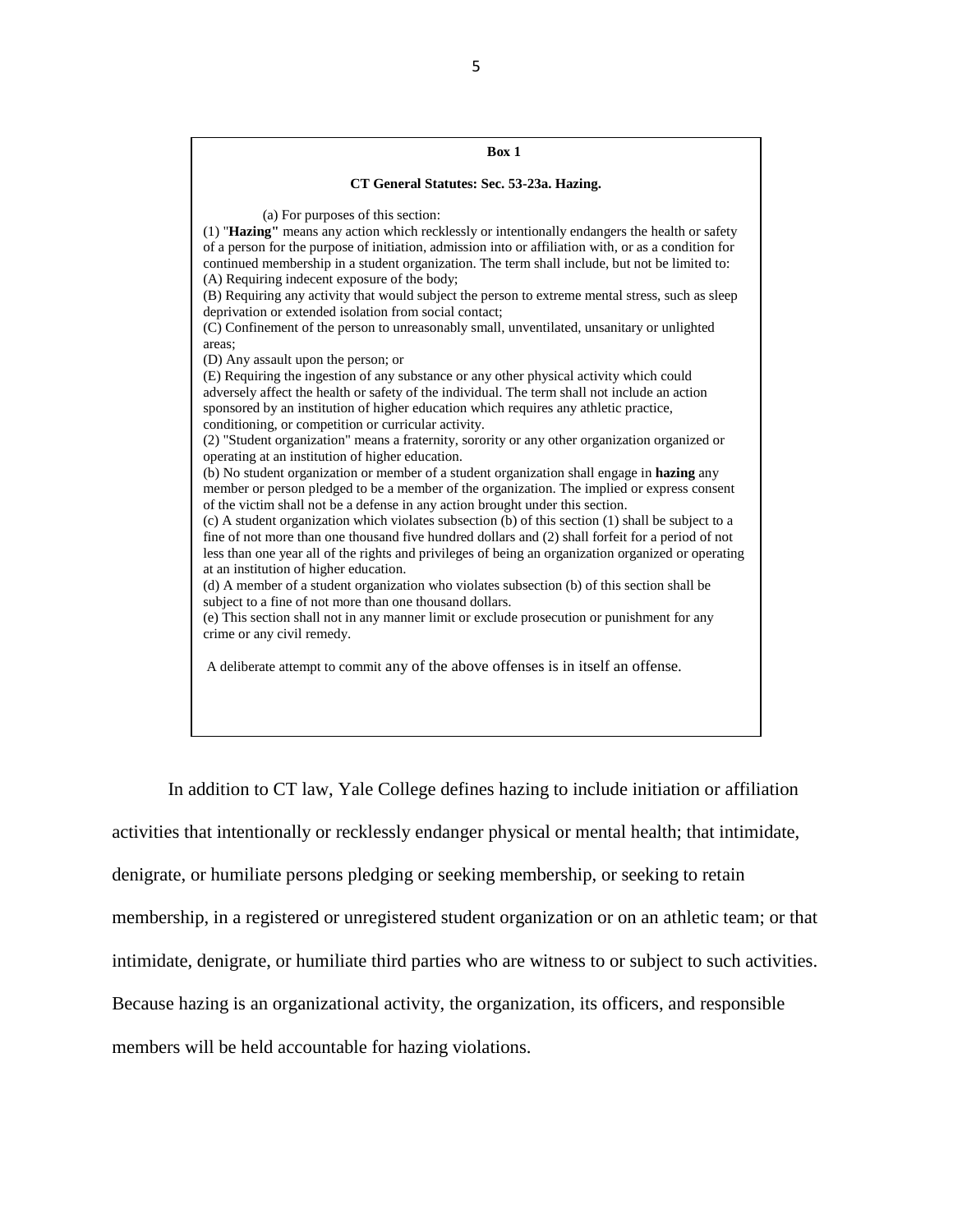**Box 1**

**CT General Statutes: Sec. 53-23a. Hazing.**

(a) For purposes of this section:

(1) "**Hazing**" means any action which recklessly or intentionally endangers the health or safety of a person for the purpose of initiation, admission into or affiliation with, or as a condition for continued membership in a student organization. The term shall include, but not be limited to:

(A) Requiring indecent exposure of the body;

(B) Requiring any activity that would subject the person to extreme mental stress, such as sleep deprivation or extended isolation from social contact;

(C) Confinement of the person to unreasonably small, unventilated, unsanitary or unlighted areas;

(D) Any assault upon the person; or

(E) Requiring the ingestion of any substance or any other physical activity which could adversely affect the health or safety of the individual. The term shall not include an action sponsored by an institution of higher education which requires any athletic practice, conditioning, or competition or curricular activity.

(2) "Student organization" means a fraternity, sorority or any other organization organized or operating at an institution of higher education.

(b) No student organization or member of a student organization shall engage in **hazing** any member or person pledged to be a member of the organization. The implied or express consent of the victim shall not be a defense in any action brought under this section.

(c) A student organization which violates subsection (b) of this section (1) shall be subject to a fine of not more than one thousand five hundred dollars and (2) shall forfeit for a period of not less than one year all of the rights and privileges of being an organization organized or operating at an institution of higher education.

(d) A member of a student organization who violates subsection (b) of this section shall be subject to a fine of not more than one thousand dollars.

(e) This section shall not in any manner limit or exclude prosecution or punishment for any crime or any civil remedy.

A deliberate attempt to commit any of the above offenses is in itself an offense.

In addition to CT law, Yale College defines hazing to include initiation or affiliation activities that intentionally or recklessly endanger physical or mental health; that intimidate, denigrate, or humiliate persons pledging or seeking membership, or seeking to retain membership, in a registered or unregistered student organization or on an athletic team; or that intimidate, denigrate, or humiliate third parties who are witness to or subject to such activities. Because hazing is an organizational activity, the organization, its officers, and responsible members will be held accountable for hazing violations.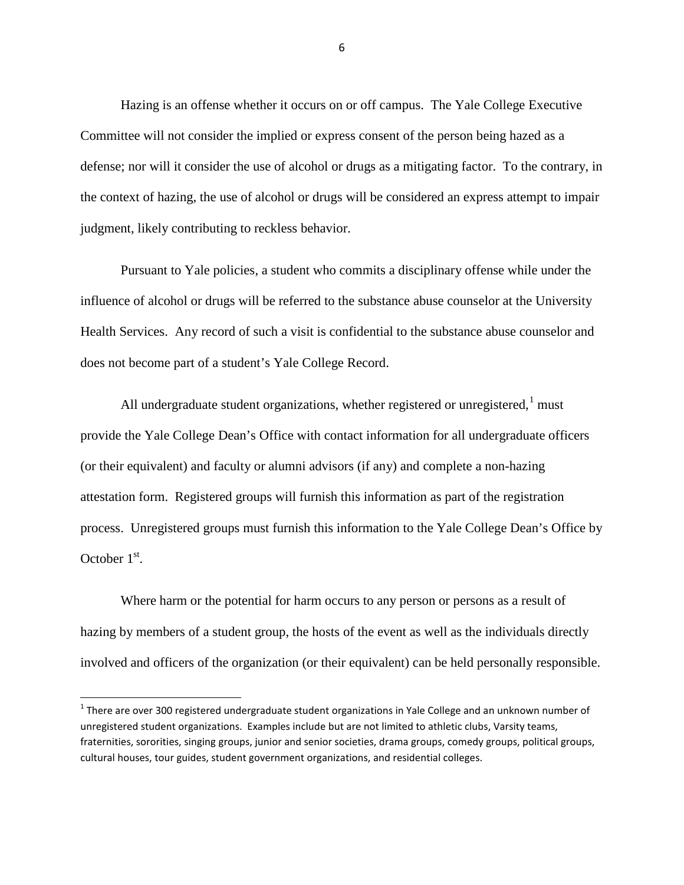Hazing is an offense whether it occurs on or off campus. The Yale College Executive Committee will not consider the implied or express consent of the person being hazed as a defense; nor will it consider the use of alcohol or drugs as a mitigating factor. To the contrary, in the context of hazing, the use of alcohol or drugs will be considered an express attempt to impair judgment, likely contributing to reckless behavior.

Pursuant to Yale policies, a student who commits a disciplinary offense while under the influence of alcohol or drugs will be referred to the substance abuse counselor at the University Health Services. Any record of such a visit is confidential to the substance abuse counselor and does not become part of a student's Yale College Record.

All undergraduate student organizations, whether registered or unregistered,[1] must provide the Yale College Dean's Office with contact information for all undergraduate officers (or their equivalent) and faculty or alumni advisors (if any) and complete a non-hazing attestation form. Registered groups will furnish this information as part of the registration process. Unregistered groups must furnish this information to the Yale College Dean's Office by October 1st.

Where harm or the potential for harm occurs to any person or persons as a result of hazing by members of a student group, the hosts of the event as well as the individuals directly involved and officers of the organization (or their equivalent) can be held personally responsible.

---

[1] There are over 300 registered undergraduate student organizations in Yale College and an unknown number of unregistered student organizations. Examples include but are not limited to athletic clubs, Varsity teams, fraternities, sororities, singing groups, junior and senior societies, drama groups, comedy groups, political groups, cultural houses, tour guides, student government organizations, and residential colleges.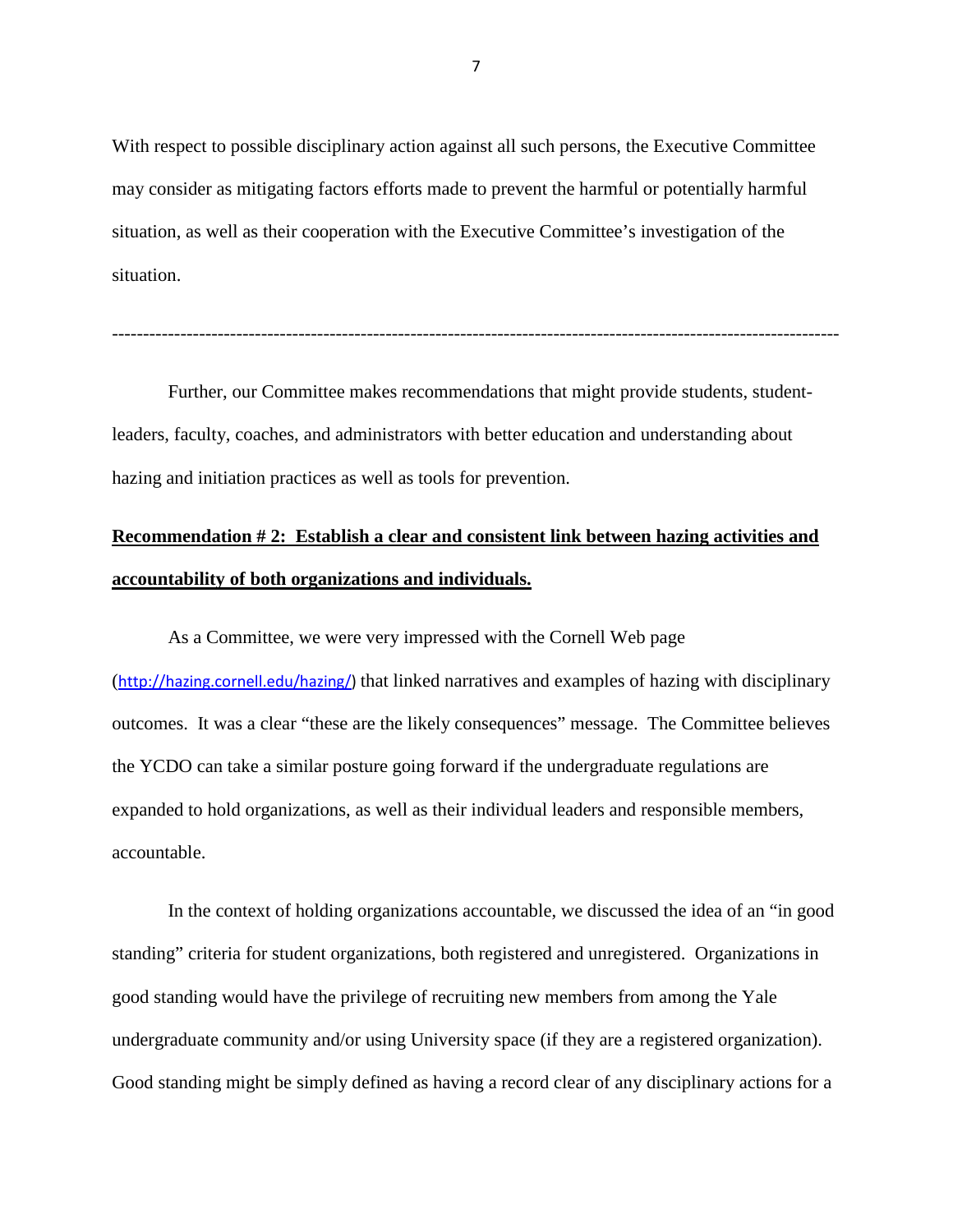With respect to possible disciplinary action against all such persons, the Executive Committee may consider as mitigating factors efforts made to prevent the harmful or potentially harmful situation, as well as their cooperation with the Executive Committee's investigation of the situation.

---

Further, our Committee makes recommendations that might provide students, student-leaders, faculty, coaches, and administrators with better education and understanding about hazing and initiation practices as well as tools for prevention.

**Recommendation # 2: Establish a clear and consistent link between hazing activities and accountability of both organizations and individuals.**

As a Committee, we were very impressed with the Cornell Web page (http://hazing.cornell.edu/hazing/) that linked narratives and examples of hazing with disciplinary outcomes. It was a clear "these are the likely consequences" message. The Committee believes the YCDO can take a similar posture going forward if the undergraduate regulations are expanded to hold organizations, as well as their individual leaders and responsible members, accountable.

In the context of holding organizations accountable, we discussed the idea of an "in good standing" criteria for student organizations, both registered and unregistered. Organizations in good standing would have the privilege of recruiting new members from among the Yale undergraduate community and/or using University space (if they are a registered organization). Good standing might be simply defined as having a record clear of any disciplinary actions for a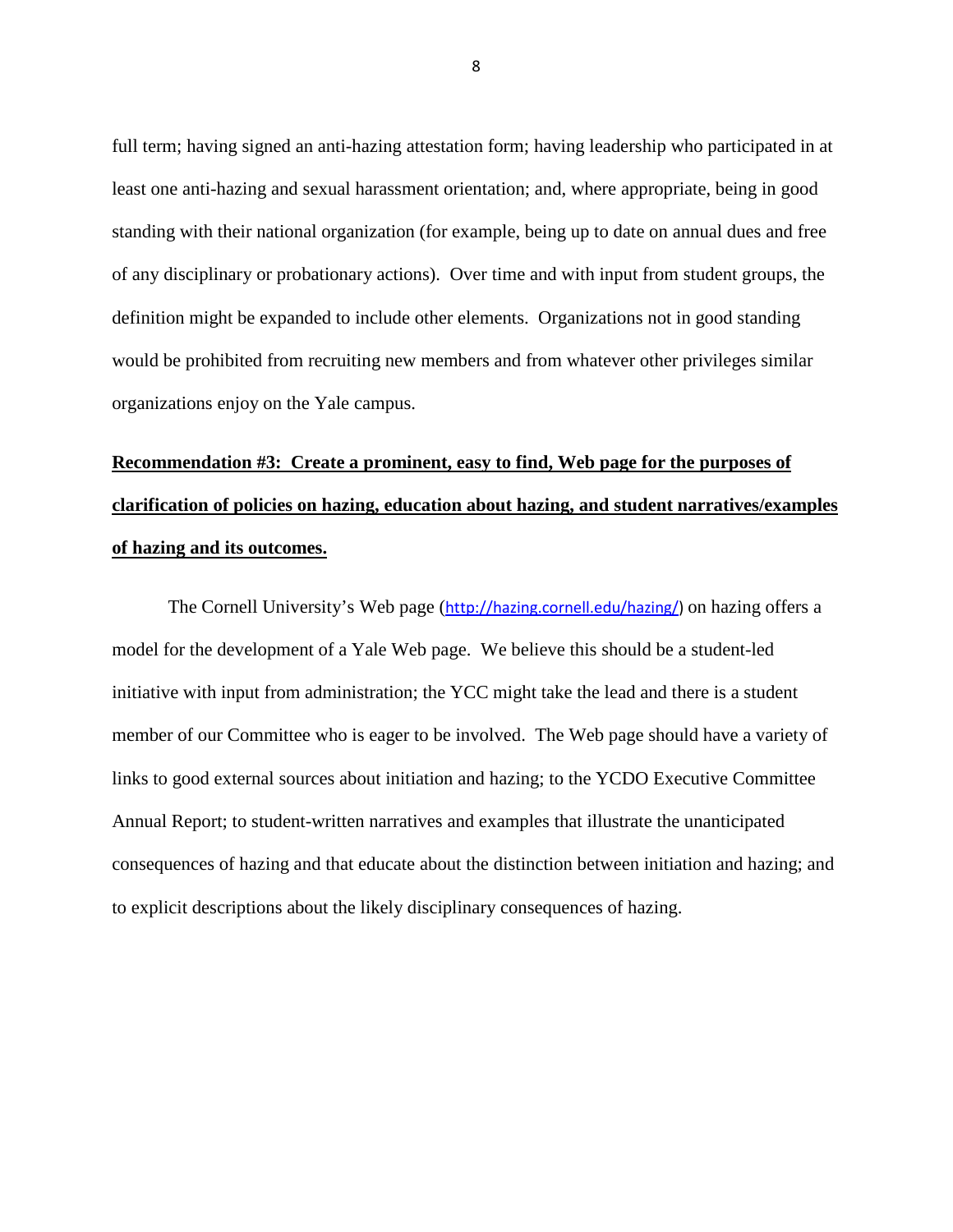full term; having signed an anti-hazing attestation form; having leadership who participated in at least one anti-hazing and sexual harassment orientation; and, where appropriate, being in good standing with their national organization (for example, being up to date on annual dues and free of any disciplinary or probationary actions). Over time and with input from student groups, the definition might be expanded to include other elements. Organizations not in good standing would be prohibited from recruiting new members and from whatever other privileges similar organizations enjoy on the Yale campus.

**Recommendation #3: Create a prominent, easy to find, Web page for the purposes of clarification of policies on hazing, education about hazing, and student narratives/examples of hazing and its outcomes.**

The Cornell University's Web page (http://hazing.cornell.edu/hazing/) on hazing offers a model for the development of a Yale Web page. We believe this should be a student-led initiative with input from administration; the YCC might take the lead and there is a student member of our Committee who is eager to be involved. The Web page should have a variety of links to good external sources about initiation and hazing; to the YCDO Executive Committee Annual Report; to student-written narratives and examples that illustrate the unanticipated consequences of hazing and that educate about the distinction between initiation and hazing; and to explicit descriptions about the likely disciplinary consequences of hazing.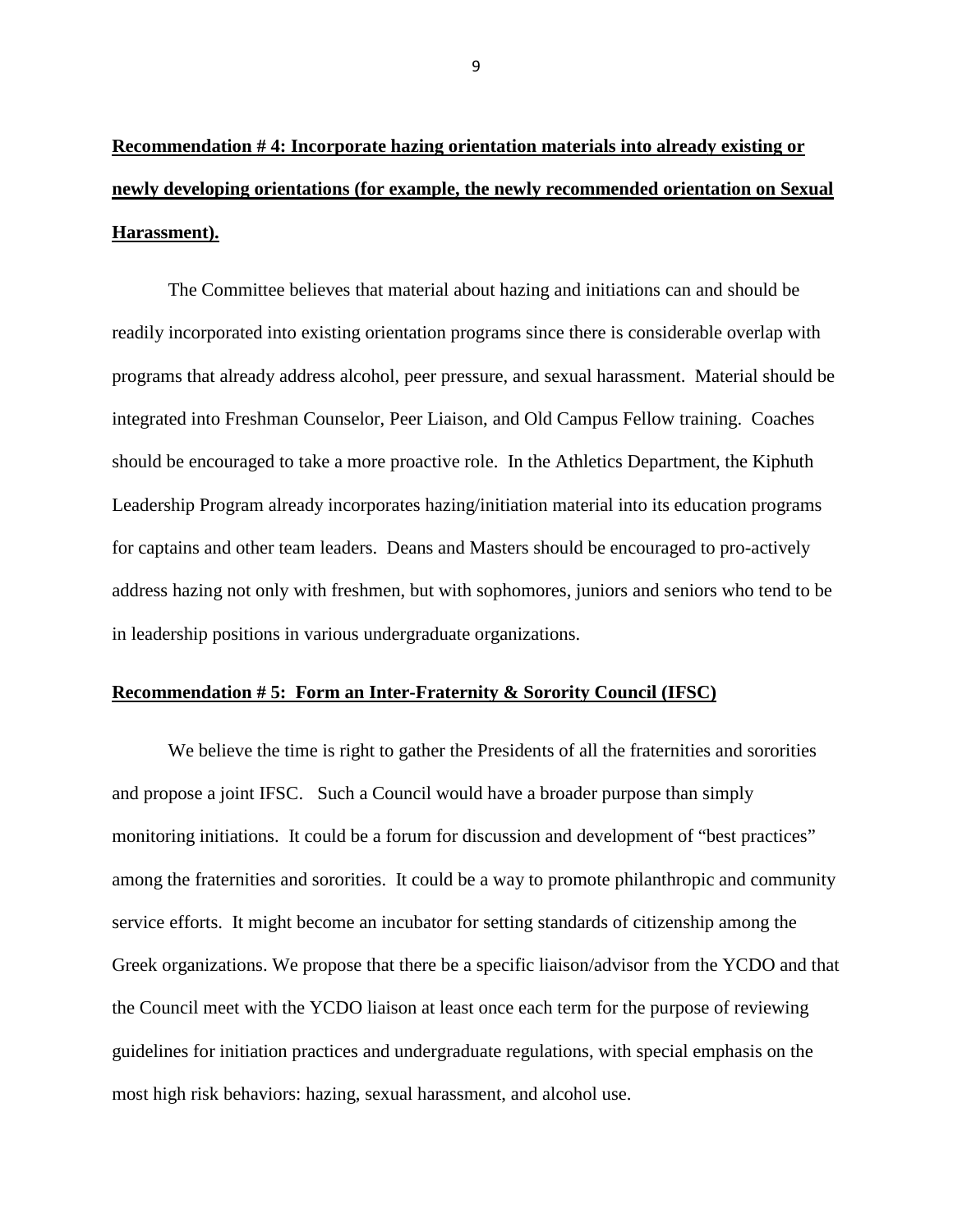**Recommendation # 4: Incorporate hazing orientation materials into already existing or newly developing orientations (for example, the newly recommended orientation on Sexual Harassment).**

The Committee believes that material about hazing and initiations can and should be readily incorporated into existing orientation programs since there is considerable overlap with programs that already address alcohol, peer pressure, and sexual harassment. Material should be integrated into Freshman Counselor, Peer Liaison, and Old Campus Fellow training. Coaches should be encouraged to take a more proactive role. In the Athletics Department, the Kiphuth Leadership Program already incorporates hazing/initiation material into its education programs for captains and other team leaders. Deans and Masters should be encouraged to pro-actively address hazing not only with freshmen, but with sophomores, juniors and seniors who tend to be in leadership positions in various undergraduate organizations.

**Recommendation # 5: Form an Inter-Fraternity & Sorority Council (IFSC)**

We believe the time is right to gather the Presidents of all the fraternities and sororities and propose a joint IFSC. Such a Council would have a broader purpose than simply monitoring initiations. It could be a forum for discussion and development of "best practices" among the fraternities and sororities. It could be a way to promote philanthropic and community service efforts. It might become an incubator for setting standards of citizenship among the Greek organizations. We propose that there be a specific liaison/advisor from the YCDO and that the Council meet with the YCDO liaison at least once each term for the purpose of reviewing guidelines for initiation practices and undergraduate regulations, with special emphasis on the most high risk behaviors: hazing, sexual harassment, and alcohol use.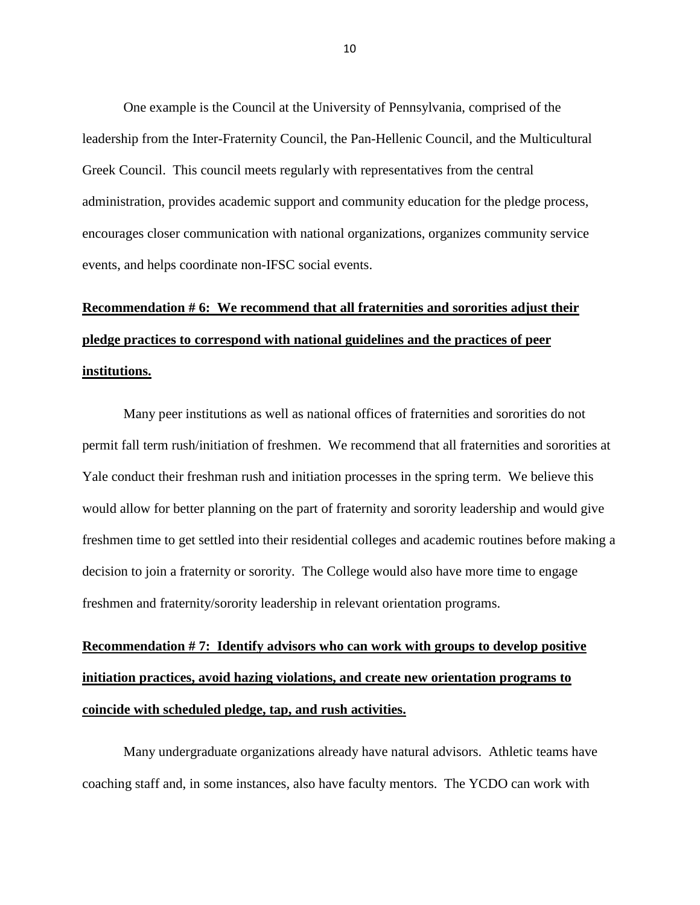One example is the Council at the University of Pennsylvania, comprised of the leadership from the Inter-Fraternity Council, the Pan-Hellenic Council, and the Multicultural Greek Council. This council meets regularly with representatives from the central administration, provides academic support and community education for the pledge process, encourages closer communication with national organizations, organizes community service events, and helps coordinate non-IFSC social events.

**Recommendation # 6: We recommend that all fraternities and sororities adjust their pledge practices to correspond with national guidelines and the practices of peer institutions.**

Many peer institutions as well as national offices of fraternities and sororities do not permit fall term rush/initiation of freshmen. We recommend that all fraternities and sororities at Yale conduct their freshman rush and initiation processes in the spring term. We believe this would allow for better planning on the part of fraternity and sorority leadership and would give freshmen time to get settled into their residential colleges and academic routines before making a decision to join a fraternity or sorority. The College would also have more time to engage freshmen and fraternity/sorority leadership in relevant orientation programs.

**Recommendation # 7: Identify advisors who can work with groups to develop positive initiation practices, avoid hazing violations, and create new orientation programs to coincide with scheduled pledge, tap, and rush activities.**

Many undergraduate organizations already have natural advisors. Athletic teams have coaching staff and, in some instances, also have faculty mentors. The YCDO can work with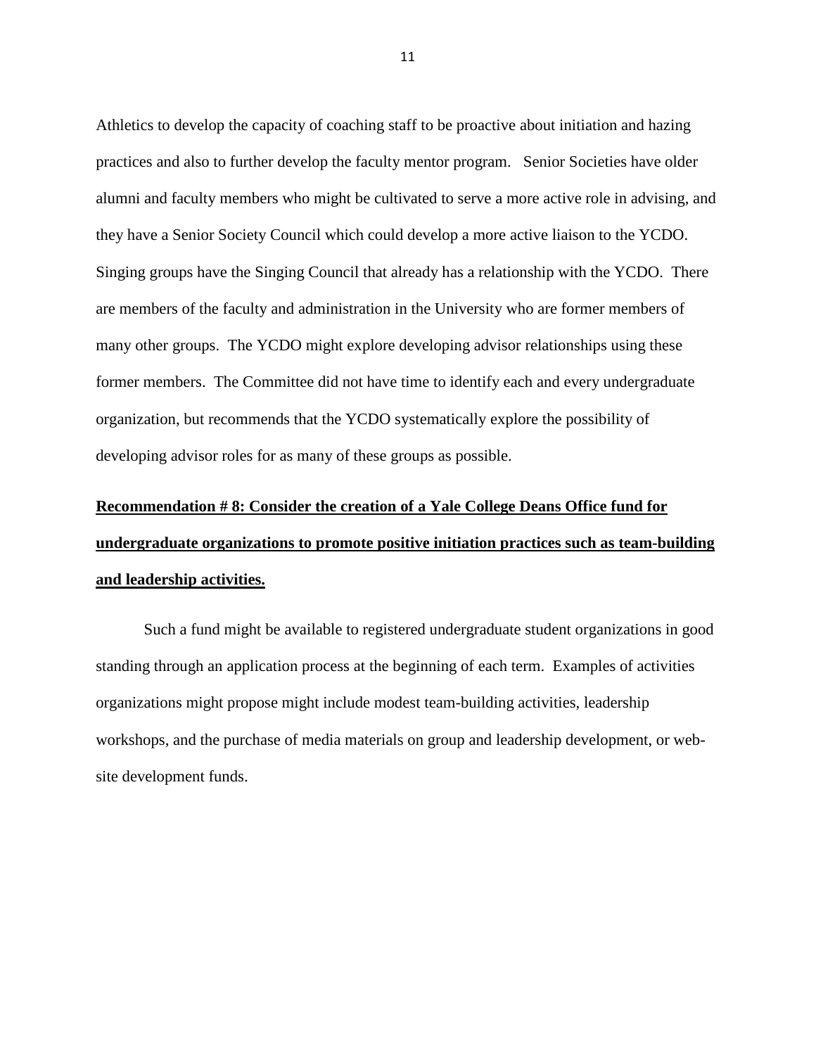Athletics to develop the capacity of coaching staff to be proactive about initiation and hazing practices and also to further develop the faculty mentor program. Senior Societies have older alumni and faculty members who might be cultivated to serve a more active role in advising, and they have a Senior Society Council which could develop a more active liaison to the YCDO. Singing groups have the Singing Council that already has a relationship with the YCDO. There are members of the faculty and administration in the University who are former members of many other groups. The YCDO might explore developing advisor relationships using these former members. The Committee did not have time to identify each and every undergraduate organization, but recommends that the YCDO systematically explore the possibility of developing advisor roles for as many of these groups as possible.

**Recommendation # 8: Consider the creation of a Yale College Deans Office fund for undergraduate organizations to promote positive initiation practices such as team-building and leadership activities.**

Such a fund might be available to registered undergraduate student organizations in good standing through an application process at the beginning of each term. Examples of activities organizations might propose might include modest team-building activities, leadership workshops, and the purchase of media materials on group and leadership development, or web-site development funds.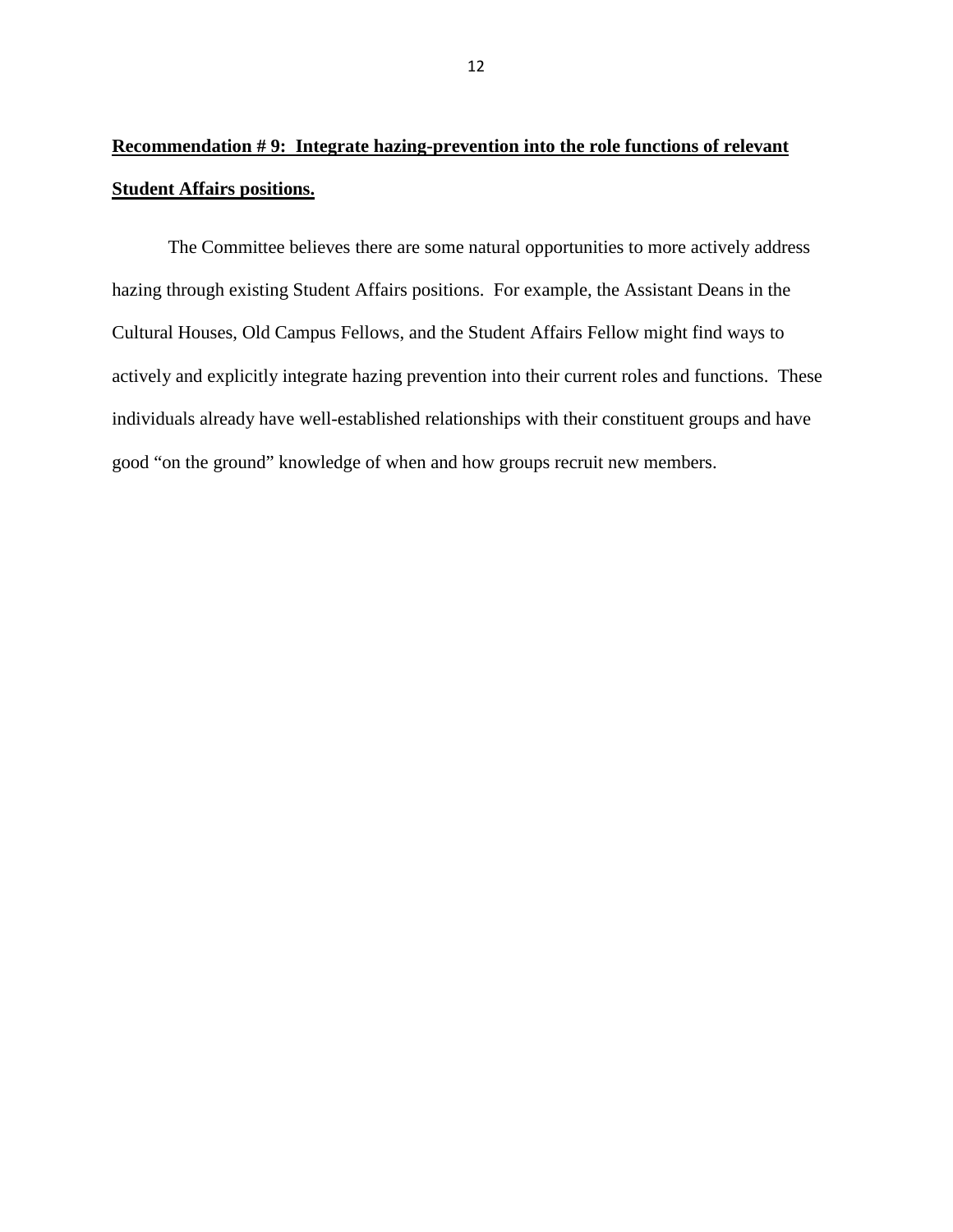**Recommendation # 9: Integrate hazing-prevention into the role functions of relevant Student Affairs positions.**

The Committee believes there are some natural opportunities to more actively address hazing through existing Student Affairs positions. For example, the Assistant Deans in the Cultural Houses, Old Campus Fellows, and the Student Affairs Fellow might find ways to actively and explicitly integrate hazing prevention into their current roles and functions. These individuals already have well-established relationships with their constituent groups and have good "on the ground" knowledge of when and how groups recruit new members.